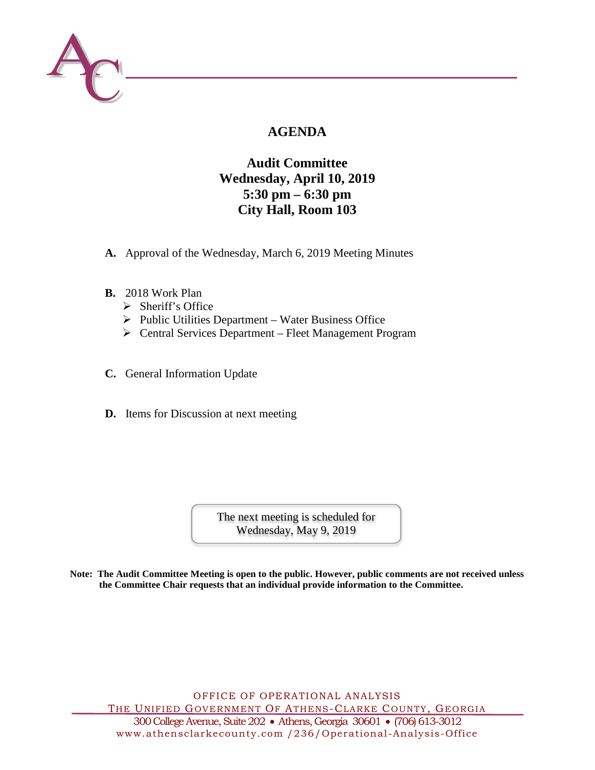# AGENDA

## Audit Committee
## Wednesday, April 10, 2019
## 5:30 pm – 6:30 pm
## City Hall, Room 103

**A.** Approval of the Wednesday, March 6, 2019 Meeting Minutes

**B.** 2018 Work Plan

- Sheriff's Office
- Public Utilities Department – Water Business Office
- Central Services Department – Fleet Management Program

**C.** General Information Update

**D.** Items for Discussion at next meeting

The next meeting is scheduled for
Wednesday, May 9, 2019

**Note: The Audit Committee Meeting is open to the public. However, public comments are not received unless the Committee Chair requests that an individual provide information to the Committee.**

OFFICE OF OPERATIONAL ANALYSIS
THE UNIFIED GOVERNMENT OF ATHENS-CLARKE COUNTY, GEORGIA
300 College Avenue, Suite 202 • Athens, Georgia 30601 • (706) 613-3012
www.athensclarkecounty.com /236/Operational-Analysis-Office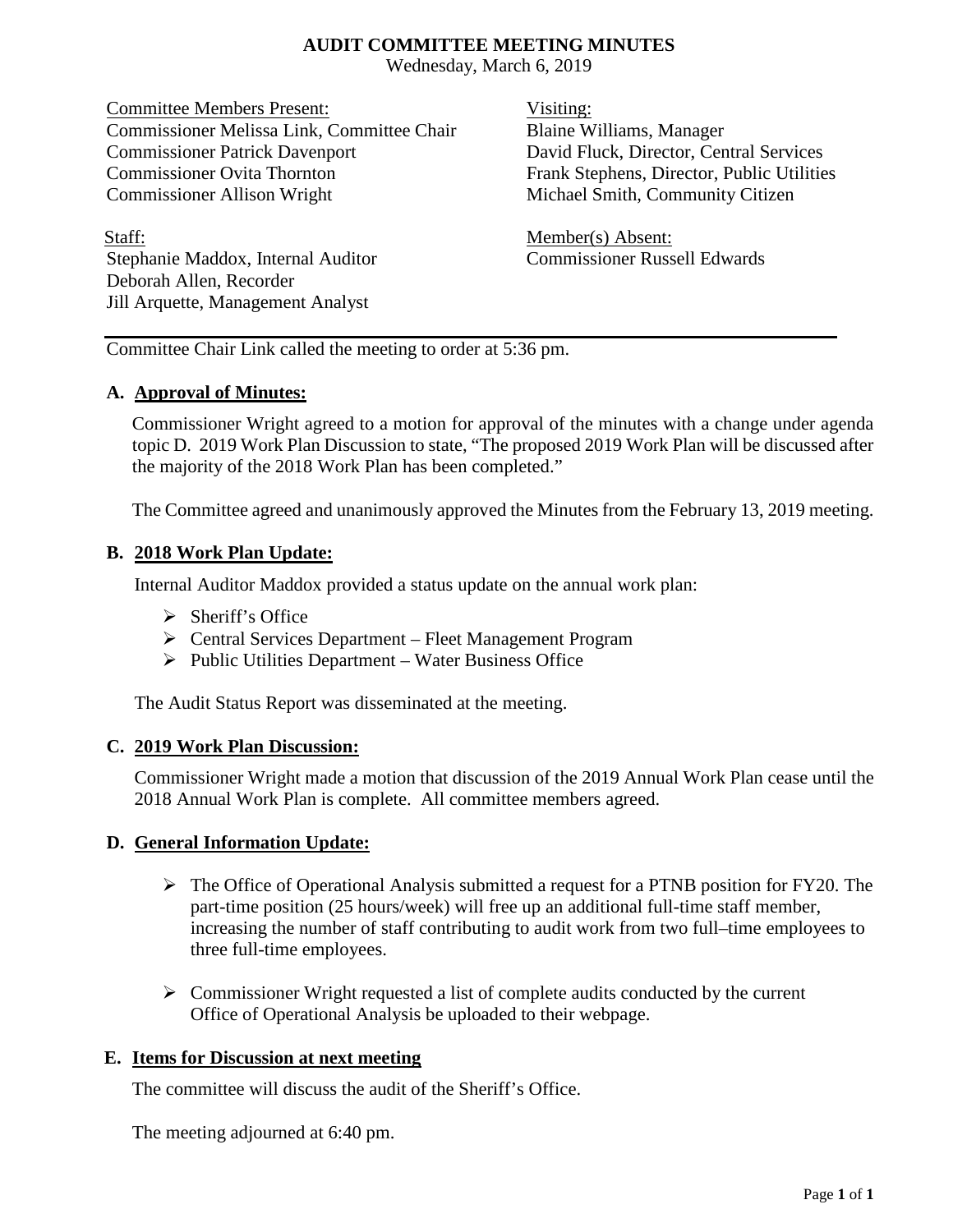# AUDIT COMMITTEE MEETING MINUTES

Wednesday, March 6, 2019

Committee Members Present:
Commissioner Melissa Link, Committee Chair
Commissioner Patrick Davenport
Commissioner Ovita Thornton
Commissioner Allison Wright

Visiting:
Blaine Williams, Manager
David Fluck, Director, Central Services
Frank Stephens, Director, Public Utilities
Michael Smith, Community Citizen

Staff:
Stephanie Maddox, Internal Auditor
Deborah Allen, Recorder
Jill Arquette, Management Analyst

Member(s) Absent:
Commissioner Russell Edwards

---

Committee Chair Link called the meeting to order at 5:36 pm.

## A. Approval of Minutes:

Commissioner Wright agreed to a motion for approval of the minutes with a change under agenda topic D. 2019 Work Plan Discussion to state, "The proposed 2019 Work Plan will be discussed after the majority of the 2018 Work Plan has been completed."

The Committee agreed and unanimously approved the Minutes from the February 13, 2019 meeting.

## B. 2018 Work Plan Update:

Internal Auditor Maddox provided a status update on the annual work plan:

- Sheriff's Office
- Central Services Department – Fleet Management Program
- Public Utilities Department – Water Business Office

The Audit Status Report was disseminated at the meeting.

## C. 2019 Work Plan Discussion:

Commissioner Wright made a motion that discussion of the 2019 Annual Work Plan cease until the 2018 Annual Work Plan is complete. All committee members agreed.

## D. General Information Update:

- The Office of Operational Analysis submitted a request for a PTNB position for FY20. The part-time position (25 hours/week) will free up an additional full-time staff member, increasing the number of staff contributing to audit work from two full–time employees to three full-time employees.
- Commissioner Wright requested a list of complete audits conducted by the current Office of Operational Analysis be uploaded to their webpage.

## E. Items for Discussion at next meeting

The committee will discuss the audit of the Sheriff's Office.

The meeting adjourned at 6:40 pm.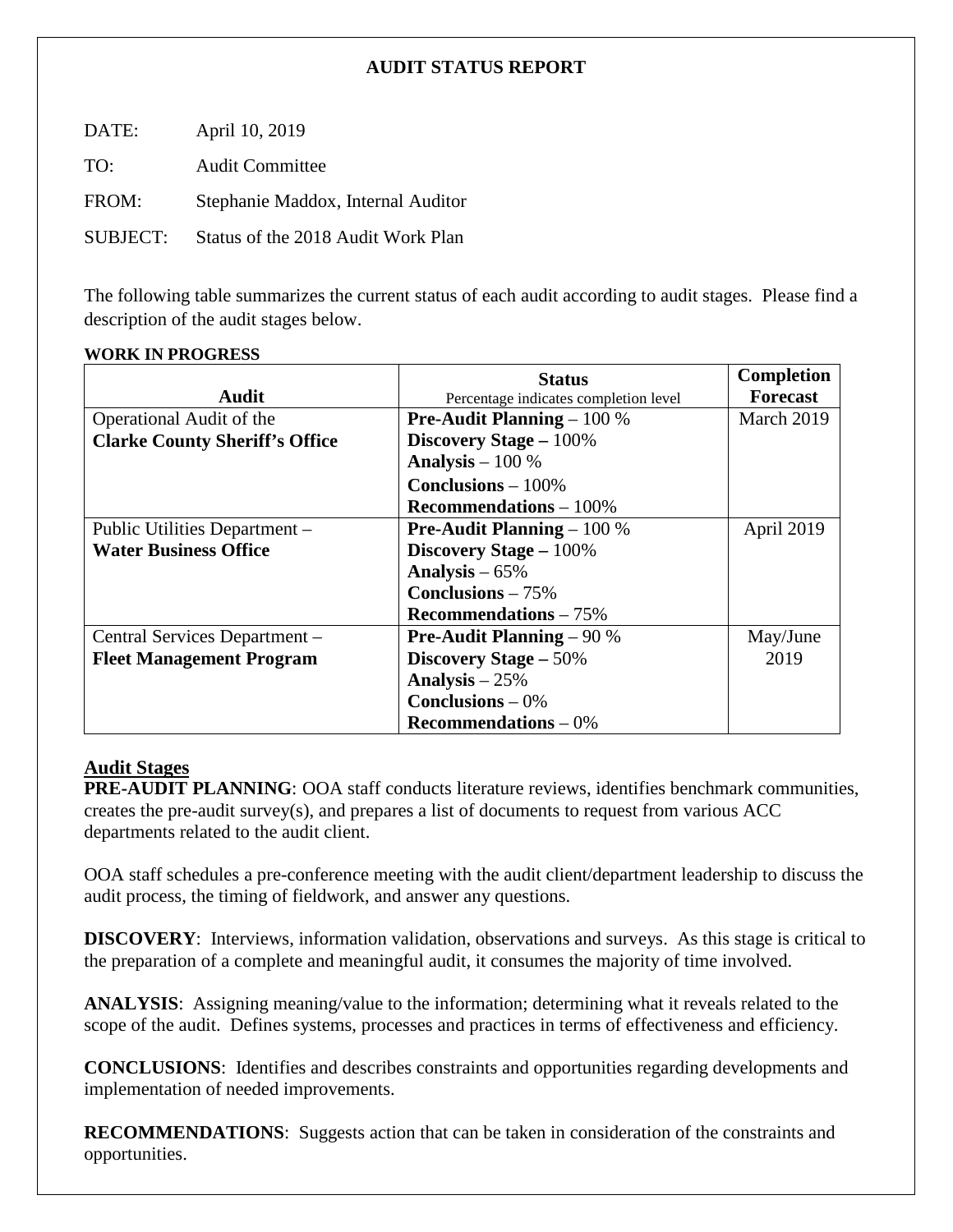# AUDIT STATUS REPORT

DATE: April 10, 2019

TO: Audit Committee

FROM: Stephanie Maddox, Internal Auditor

SUBJECT: Status of the 2018 Audit Work Plan

The following table summarizes the current status of each audit according to audit stages. Please find a description of the audit stages below.

**WORK IN PROGRESS**

| Audit | Status<br>Percentage indicates completion level | Completion Forecast |
|---|---|---|
| Operational Audit of the **Clarke County Sheriff's Office** | **Pre-Audit Planning** – 100 %<br>**Discovery Stage –** 100%<br>**Analysis** – 100 %<br>**Conclusions** – 100%<br>**Recommendations** – 100% | March 2019 |
| Public Utilities Department – **Water Business Office** | **Pre-Audit Planning** – 100 %<br>**Discovery Stage –** 100%<br>**Analysis** – 65%<br>**Conclusions** – 75%<br>**Recommendations** – 75% | April 2019 |
| Central Services Department – **Fleet Management Program** | **Pre-Audit Planning** – 90 %<br>**Discovery Stage –** 50%<br>**Analysis** – 25%<br>**Conclusions** – 0%<br>**Recommendations** – 0% | May/June 2019 |

## Audit Stages

**PRE-AUDIT PLANNING**: OOA staff conducts literature reviews, identifies benchmark communities, creates the pre-audit survey(s), and prepares a list of documents to request from various ACC departments related to the audit client.

OOA staff schedules a pre-conference meeting with the audit client/department leadership to discuss the audit process, the timing of fieldwork, and answer any questions.

**DISCOVERY**: Interviews, information validation, observations and surveys. As this stage is critical to the preparation of a complete and meaningful audit, it consumes the majority of time involved.

**ANALYSIS**: Assigning meaning/value to the information; determining what it reveals related to the scope of the audit. Defines systems, processes and practices in terms of effectiveness and efficiency.

**CONCLUSIONS**: Identifies and describes constraints and opportunities regarding developments and implementation of needed improvements.

**RECOMMENDATIONS**: Suggests action that can be taken in consideration of the constraints and opportunities.